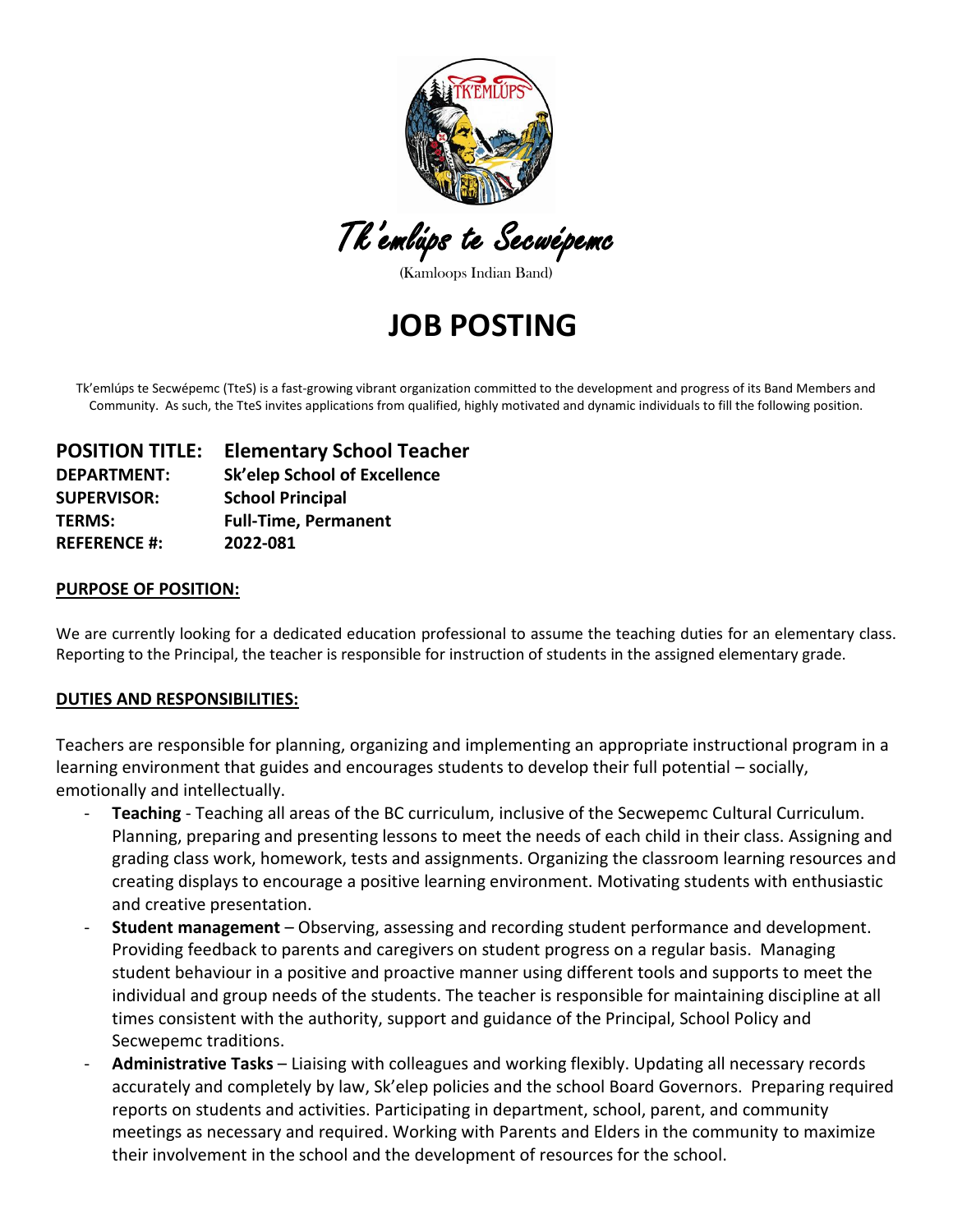Tk'emlúps te Secwépemc

(Kamloops Indian Band)

# JOB POSTING

Tk'emlúps te Secwépemc (TteS) is a fast-growing vibrant organization committed to the development and progress of its Band Members and Community. As such, the TteS invites applications from qualified, highly motivated and dynamic individuals to fill the following position.

**POSITION TITLE:** **Elementary School Teacher**
**DEPARTMENT:** **Sk'elep School of Excellence**
**SUPERVISOR:** **School Principal**
**TERMS:** **Full-Time, Permanent**
**REFERENCE #:** **2022-081**

## PURPOSE OF POSITION:

We are currently looking for a dedicated education professional to assume the teaching duties for an elementary class. Reporting to the Principal, the teacher is responsible for instruction of students in the assigned elementary grade.

## DUTIES AND RESPONSIBILITIES:

Teachers are responsible for planning, organizing and implementing an appropriate instructional program in a learning environment that guides and encourages students to develop their full potential – socially, emotionally and intellectually.

- **Teaching** - Teaching all areas of the BC curriculum, inclusive of the Secwepemc Cultural Curriculum. Planning, preparing and presenting lessons to meet the needs of each child in their class. Assigning and grading class work, homework, tests and assignments. Organizing the classroom learning resources and creating displays to encourage a positive learning environment. Motivating students with enthusiastic and creative presentation.
- **Student management** – Observing, assessing and recording student performance and development. Providing feedback to parents and caregivers on student progress on a regular basis. Managing student behaviour in a positive and proactive manner using different tools and supports to meet the individual and group needs of the students. The teacher is responsible for maintaining discipline at all times consistent with the authority, support and guidance of the Principal, School Policy and Secwepemc traditions.
- **Administrative Tasks** – Liaising with colleagues and working flexibly. Updating all necessary records accurately and completely by law, Sk'elep policies and the school Board Governors. Preparing required reports on students and activities. Participating in department, school, parent, and community meetings as necessary and required. Working with Parents and Elders in the community to maximize their involvement in the school and the development of resources for the school.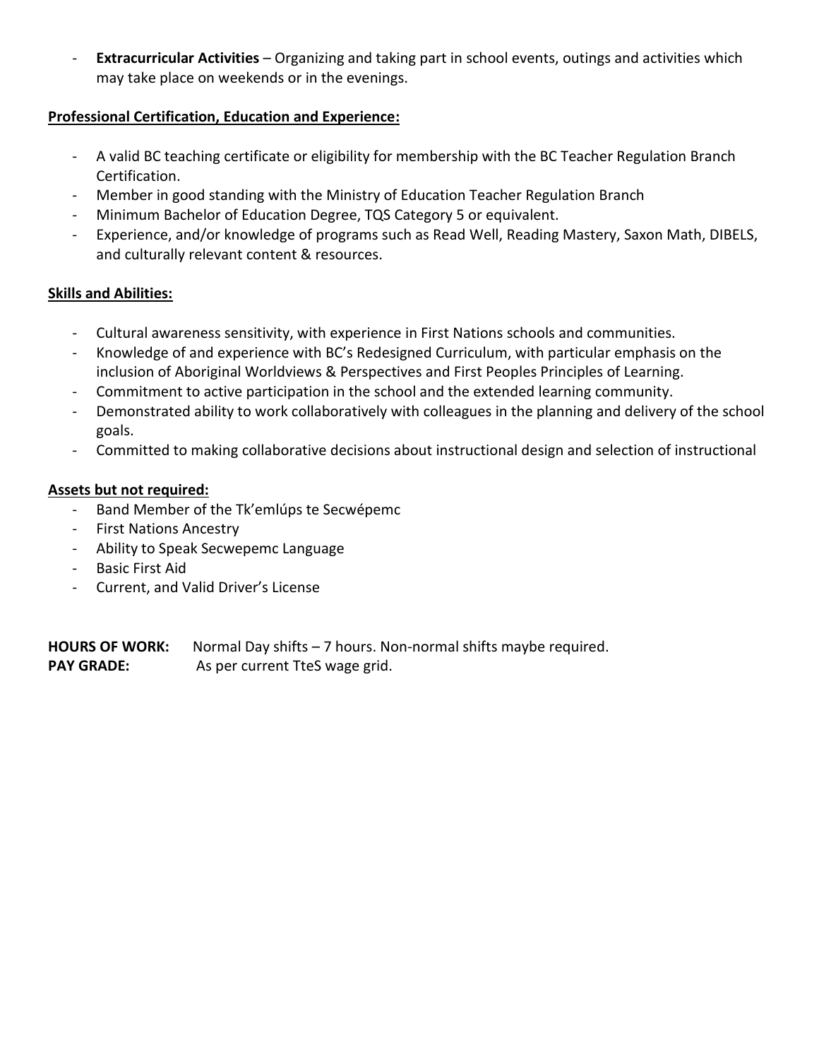- **Extracurricular Activities** – Organizing and taking part in school events, outings and activities which may take place on weekends or in the evenings.

**Professional Certification, Education and Experience:**

- A valid BC teaching certificate or eligibility for membership with the BC Teacher Regulation Branch Certification.
- Member in good standing with the Ministry of Education Teacher Regulation Branch
- Minimum Bachelor of Education Degree, TQS Category 5 or equivalent.
- Experience, and/or knowledge of programs such as Read Well, Reading Mastery, Saxon Math, DIBELS, and culturally relevant content & resources.

**Skills and Abilities:**

- Cultural awareness sensitivity, with experience in First Nations schools and communities.
- Knowledge of and experience with BC's Redesigned Curriculum, with particular emphasis on the inclusion of Aboriginal Worldviews & Perspectives and First Peoples Principles of Learning.
- Commitment to active participation in the school and the extended learning community.
- Demonstrated ability to work collaboratively with colleagues in the planning and delivery of the school goals.
- Committed to making collaborative decisions about instructional design and selection of instructional

**Assets but not required:**

- Band Member of the Tk'emlúps te Secwépemc
- First Nations Ancestry
- Ability to Speak Secwepemc Language
- Basic First Aid
- Current, and Valid Driver's License

**HOURS OF WORK:** Normal Day shifts – 7 hours. Non-normal shifts maybe required.
**PAY GRADE:** As per current TteS wage grid.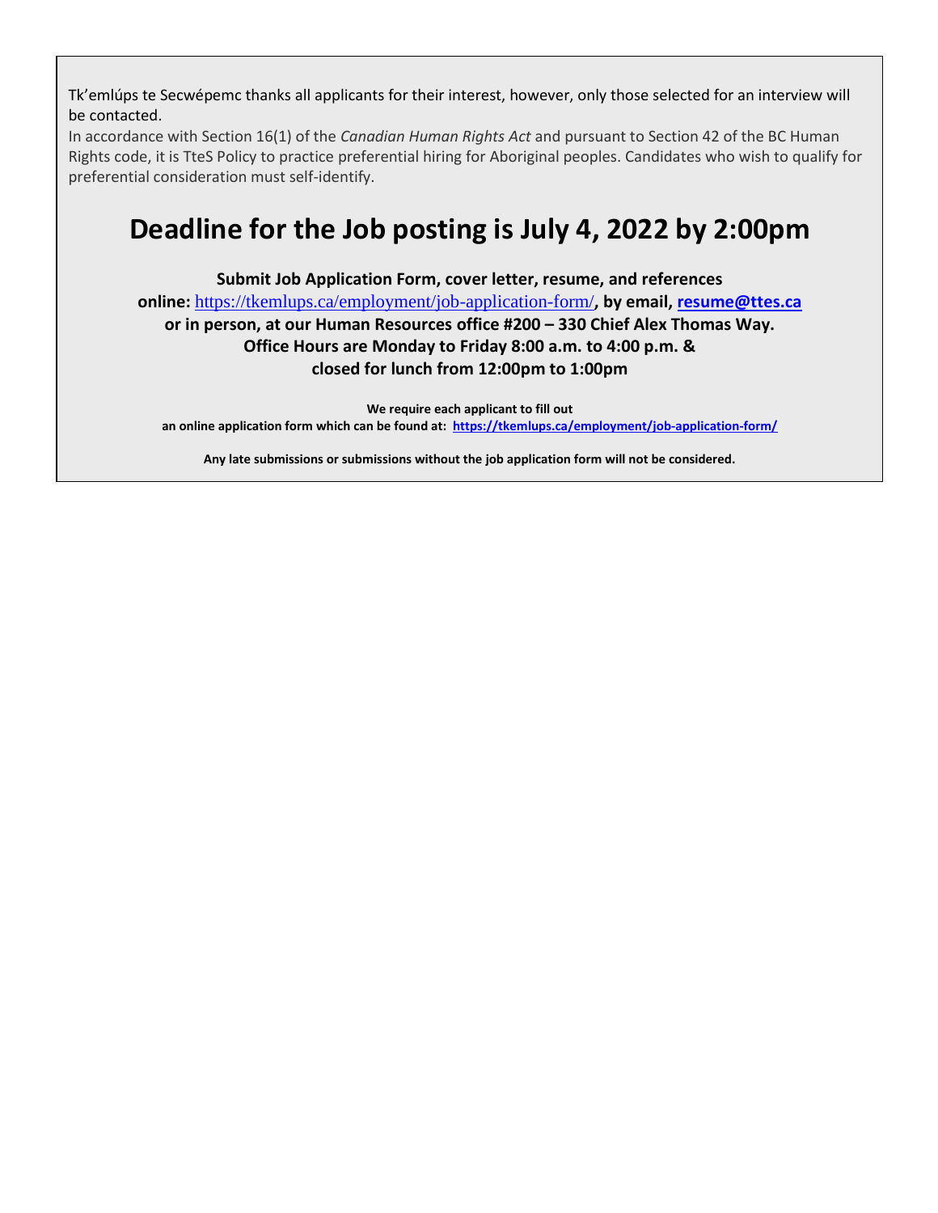Tk'emlúps te Secwépemc thanks all applicants for their interest, however, only those selected for an interview will be contacted.

In accordance with Section 16(1) of the *Canadian Human Rights Act* and pursuant to Section 42 of the BC Human Rights code, it is TteS Policy to practice preferential hiring for Aboriginal peoples. Candidates who wish to qualify for preferential consideration must self-identify.

# Deadline for the Job posting is July 4, 2022 by 2:00pm

**Submit Job Application Form, cover letter, resume, and references online:** https://tkemlups.ca/employment/job-application-form/**, by email,** **resume@ttes.ca**
**or in person, at our Human Resources office #200 – 330 Chief Alex Thomas Way.**
**Office Hours are Monday to Friday 8:00 a.m. to 4:00 p.m. &**
**closed for lunch from 12:00pm to 1:00pm**

**We require each applicant to fill out an online application form which can be found at: https://tkemlups.ca/employment/job-application-form/**

**Any late submissions or submissions without the job application form will not be considered.**